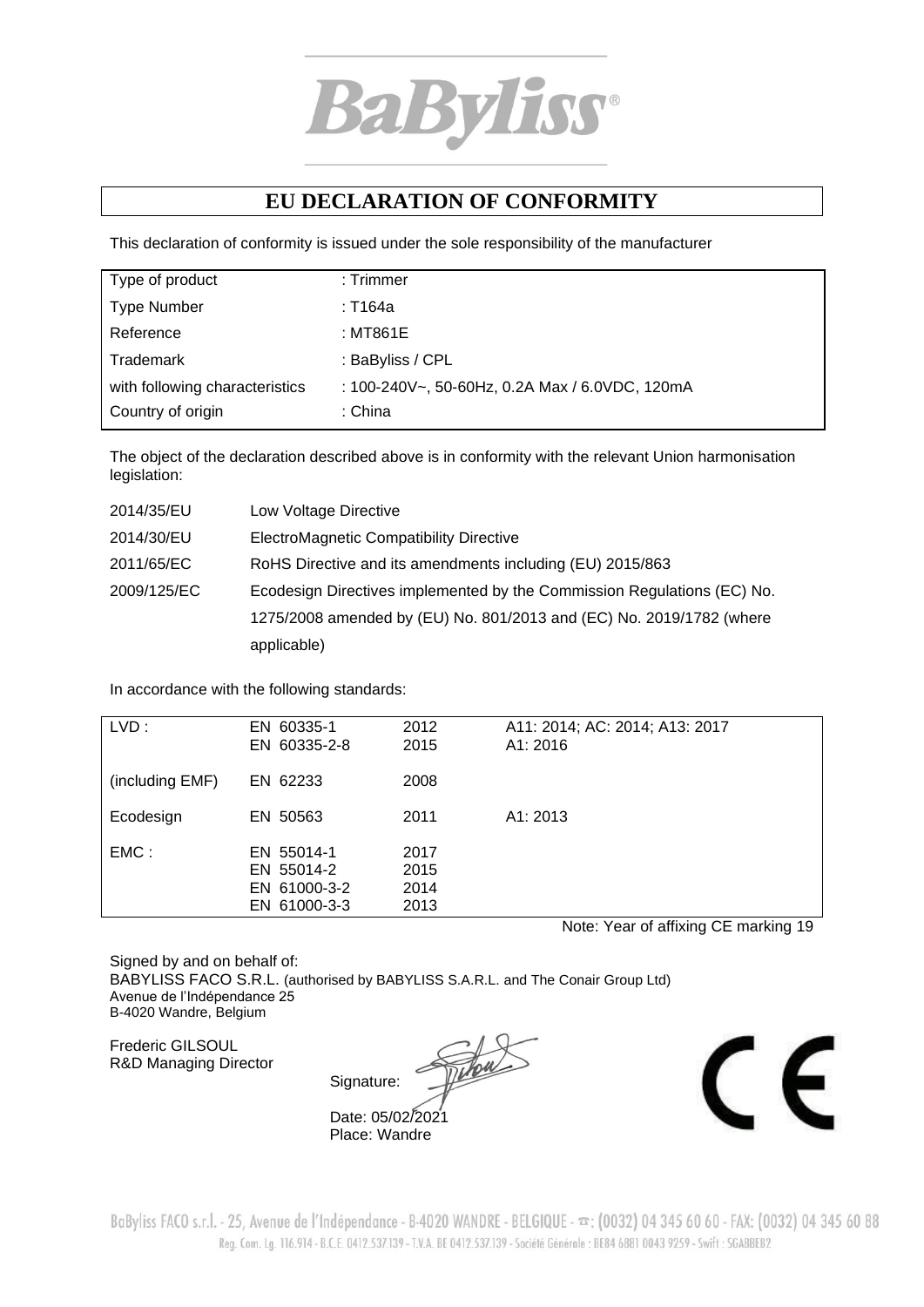BaByliss®

# EU DECLARATION OF CONFORMITY

This declaration of conformity is issued under the sole responsibility of the manufacturer

| | |
|---|---|
| Type of product | : Trimmer |
| Type Number | : T164a |
| Reference | : MT861E |
| Trademark | : BaByliss / CPL |
| with following characteristics | : 100-240V~, 50-60Hz, 0.2A Max / 6.0VDC, 120mA |
| Country of origin | : China |

The object of the declaration described above is in conformity with the relevant Union harmonisation legislation:

| | |
|---|---|
| 2014/35/EU | Low Voltage Directive |
| 2014/30/EU | ElectroMagnetic Compatibility Directive |
| 2011/65/EC | RoHS Directive and its amendments including (EU) 2015/863 |
| 2009/125/EC | Ecodesign Directives implemented by the Commission Regulations (EC) No. 1275/2008 amended by (EU) No. 801/2013 and (EC) No. 2019/1782 (where applicable) |

In accordance with the following standards:

| | | | |
|---|---|---|---|
| LVD : | EN 60335-1<br>EN 60335-2-8 | 2012<br>2015 | A11: 2014; AC: 2014; A13: 2017<br>A1: 2016 |
| (including EMF) | EN 62233 | 2008 | |
| Ecodesign | EN 50563 | 2011 | A1: 2013 |
| EMC : | EN 55014-1<br>EN 55014-2<br>EN 61000-3-2<br>EN 61000-3-3 | 2017<br>2015<br>2014<br>2013 | |

Note: Year of affixing CE marking 19

Signed by and on behalf of:
BABYLISS FACO S.R.L. (authorised by BABYLISS S.A.R.L. and The Conair Group Ltd)
Avenue de l'Indépendance 25
B-4020 Wandre, Belgium

Frederic GILSOUL
R&D Managing Director

Signature:

Date: 05/02/2021
Place: Wandre

CE

BaByliss FACO s.r.l. - 25, Avenue de l'Indépendance - B-4020 WANDRE - BELGIQUE - ☎: (0032) 04 345 60 60 - FAX: (0032) 04 345 60 88
Reg. Com. Lg. 116.914 - B.C.E. 0412.537.139 - T.V.A. BE 0412.537.139 - Société Générale : BE84 6881 0043 9259 - Swift : SGABBEB2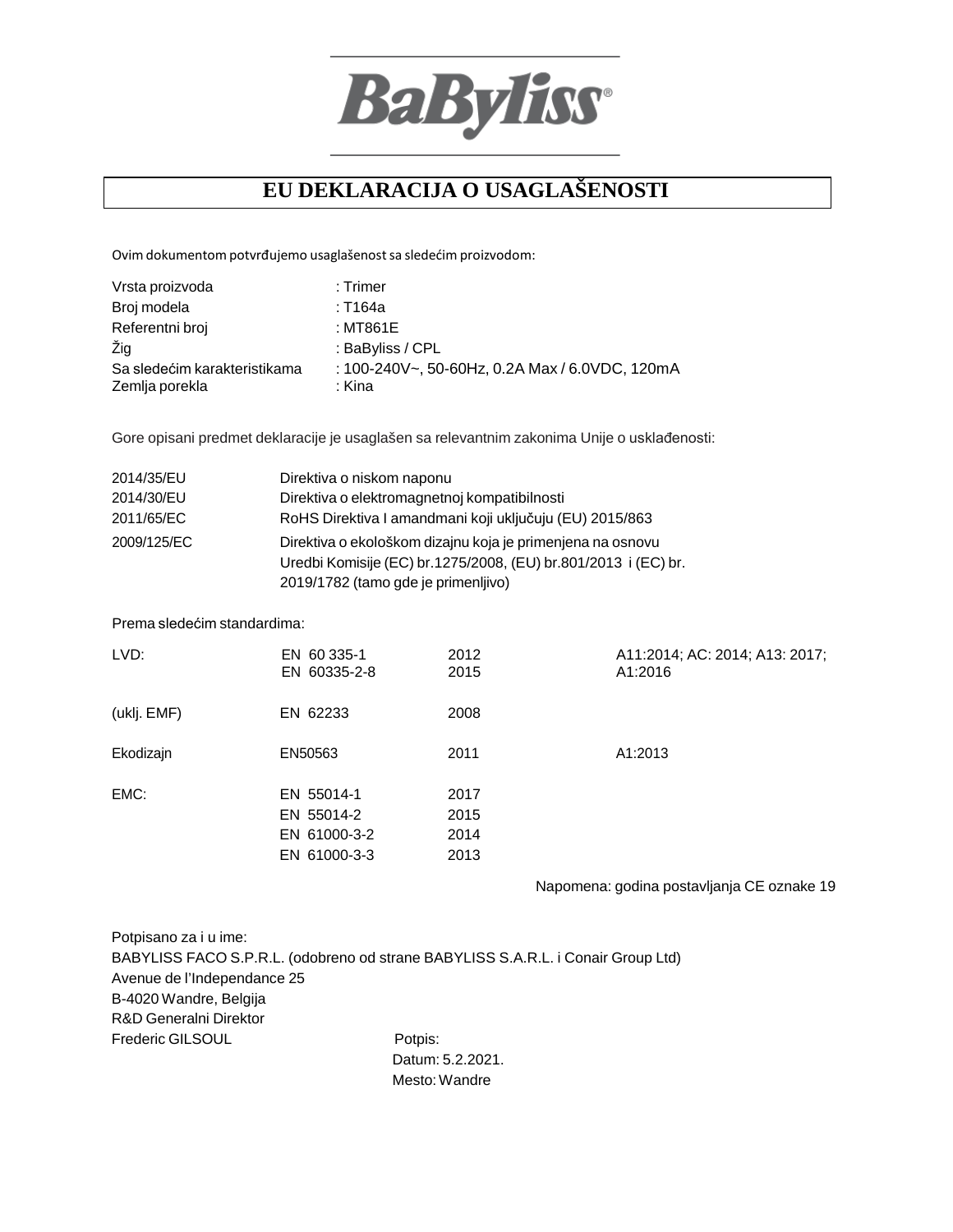BaByliss®

# EU DEKLARACIJA O USAGLAŠENOSTI

Ovim dokumentom potvrđujemo usaglašenost sa sledećim proizvodom:

| | |
|---|---|
| Vrsta proizvoda | : Trimer |
| Broj modela | : T164a |
| Referentni broj | : MT861E |
| Žig | : BaByliss / CPL |
| Sa sledećim karakteristikama | : 100-240V~, 50-60Hz, 0.2A Max / 6.0VDC, 120mA |
| Zemlja porekla | : Kina |

Gore opisani predmet deklaracije je usaglašen sa relevantnim zakonima Unije o usklađenosti:

| | |
|---|---|
| 2014/35/EU | Direktiva o niskom naponu |
| 2014/30/EU | Direktiva o elektromagnetnoj kompatibilnosti |
| 2011/65/EC | RoHS Direktiva I amandmani koji uključuju (EU) 2015/863 |
| 2009/125/EC | Direktiva o ekološkom dizajnu koja je primenjena na osnovu Uredbi Komisije (EC) br.1275/2008, (EU) br.801/2013 i (EC) br. 2019/1782 (tamo gde je primenljivo) |

Prema sledećim standardima:

| | | | |
|---|---|---|---|
| LVD: | EN 60 335-1 | 2012 | A11:2014; AC: 2014; A13: 2017; |
| | EN 60335-2-8 | 2015 | A1:2016 |
| (uklj. EMF) | EN 62233 | 2008 | |
| Ekodizajn | EN50563 | 2011 | A1:2013 |
| EMC: | EN 55014-1 | 2017 | |
| | EN 55014-2 | 2015 | |
| | EN 61000-3-2 | 2014 | |
| | EN 61000-3-3 | 2013 | |

Napomena: godina postavljanja CE oznake 19

Potpisano za i u ime:
BABYLISS FACO S.P.R.L. (odobreno od strane BABYLISS S.A.R.L. i Conair Group Ltd)
Avenue de l'Independance 25
B-4020 Wandre, Belgija
R&D Generalni Direktor
Frederic GILSOUL

Potpis:
Datum: 5.2.2021.
Mesto: Wandre